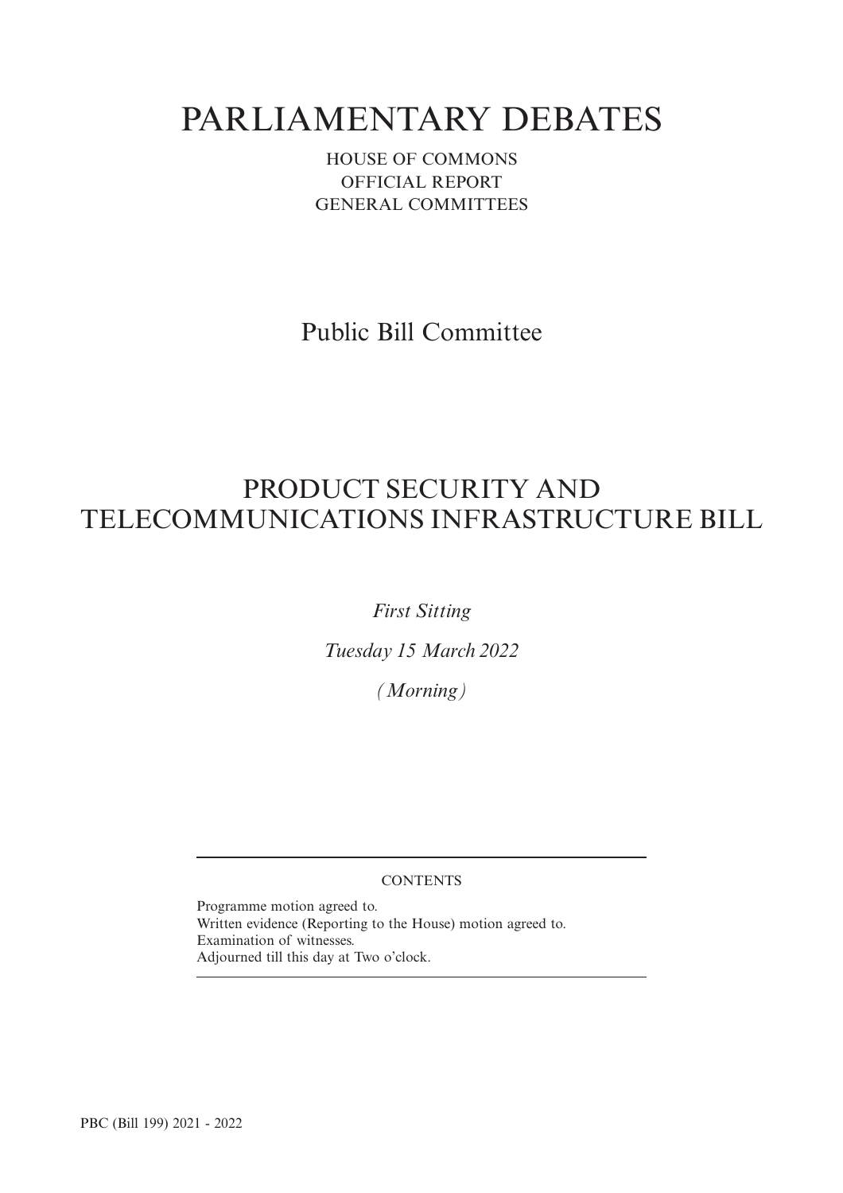# PARLIAMENTARY DEBATES

HOUSE OF COMMONS
OFFICIAL REPORT
GENERAL COMMITTEES

## Public Bill Committee

## PRODUCT SECURITY AND TELECOMMUNICATIONS INFRASTRUCTURE BILL

*First Sitting*

*Tuesday 15 March 2022*

*(Morning)*

---

CONTENTS

Programme motion agreed to.
Written evidence (Reporting to the House) motion agreed to.
Examination of witnesses.
Adjourned till this day at Two o'clock.

---

PBC (Bill 199) 2021 - 2022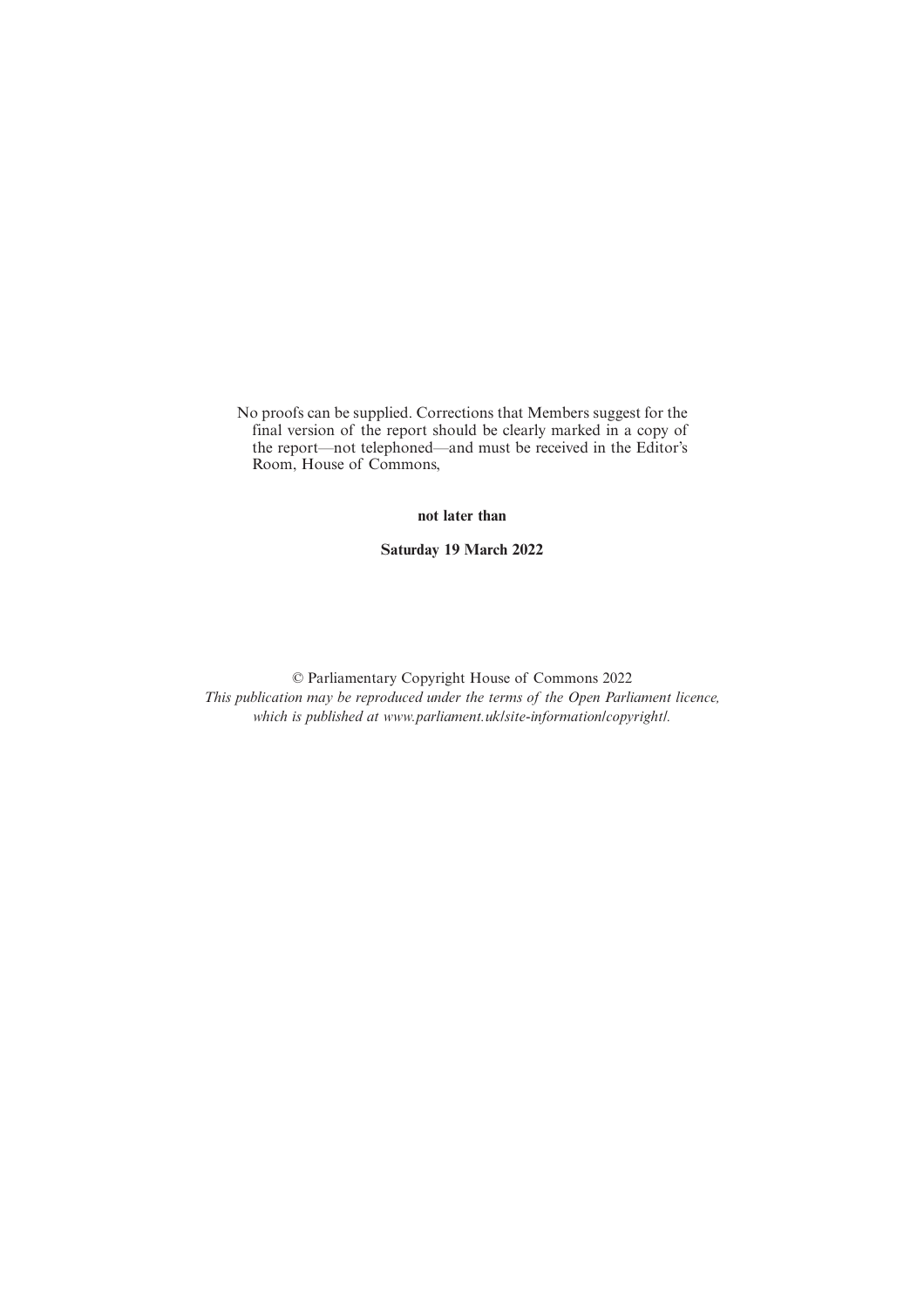No proofs can be supplied. Corrections that Members suggest for the final version of the report should be clearly marked in a copy of the report—not telephoned—and must be received in the Editor's Room, House of Commons,

**not later than**

**Saturday 19 March 2022**

© Parliamentary Copyright House of Commons 2022

*This publication may be reproduced under the terms of the Open Parliament licence, which is published at www.parliament.uk/site-information/copyright/.*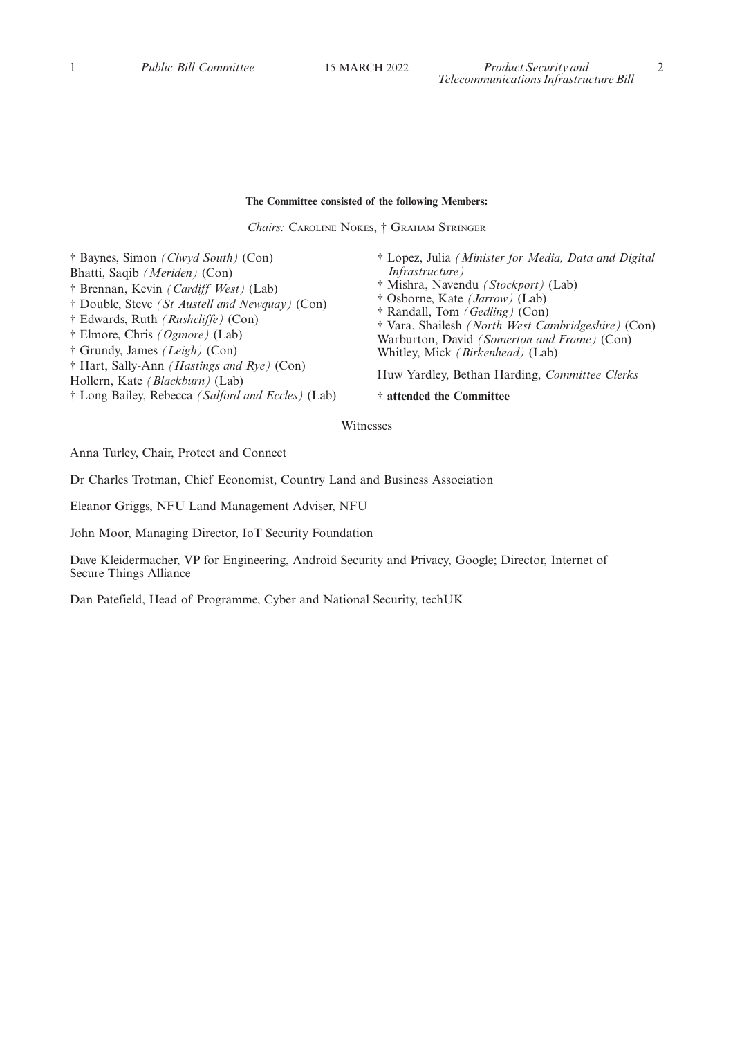**The Committee consisted of the following Members:**

*Chairs:* Caroline Nokes, † Graham Stringer

† Baynes, Simon *(Clwyd South)* (Con)
Bhatti, Saqib *(Meriden)* (Con)
† Brennan, Kevin *(Cardiff West)* (Lab)
† Double, Steve *(St Austell and Newquay)* (Con)
† Edwards, Ruth *(Rushcliffe)* (Con)
† Elmore, Chris *(Ogmore)* (Lab)
† Grundy, James *(Leigh)* (Con)
† Hart, Sally-Ann *(Hastings and Rye)* (Con)
Hollern, Kate *(Blackburn)* (Lab)
† Long Bailey, Rebecca *(Salford and Eccles)* (Lab)
† Lopez, Julia *(Minister for Media, Data and Digital Infrastructure)*
† Mishra, Navendu *(Stockport)* (Lab)
† Osborne, Kate *(Jarrow)* (Lab)
† Randall, Tom *(Gedling)* (Con)
† Vara, Shailesh *(North West Cambridgeshire)* (Con)
Warburton, David *(Somerton and Frome)* (Con)
Whitley, Mick *(Birkenhead)* (Lab)

Huw Yardley, Bethan Harding, *Committee Clerks*

**† attended the Committee**

Witnesses

Anna Turley, Chair, Protect and Connect

Dr Charles Trotman, Chief Economist, Country Land and Business Association

Eleanor Griggs, NFU Land Management Adviser, NFU

John Moor, Managing Director, IoT Security Foundation

Dave Kleidermacher, VP for Engineering, Android Security and Privacy, Google; Director, Internet of Secure Things Alliance

Dan Patefield, Head of Programme, Cyber and National Security, techUK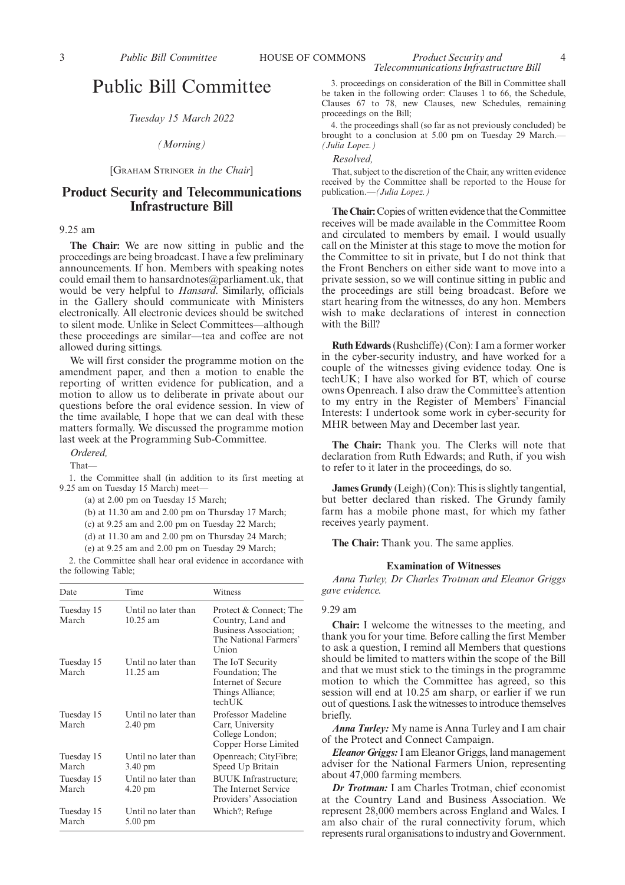# Public Bill Committee

*Tuesday 15 March 2022*

*(Morning)*

[Graham Stringer *in the Chair*]

## Product Security and Telecommunications Infrastructure Bill

9.25 am

**The Chair:** We are now sitting in public and the proceedings are being broadcast. I have a few preliminary announcements. If hon. Members with speaking notes could email them to hansardnotes@parliament.uk, that would be very helpful to *Hansard*. Similarly, officials in the Gallery should communicate with Ministers electronically. All electronic devices should be switched to silent mode. Unlike in Select Committees—although these proceedings are similar—tea and coffee are not allowed during sittings.

We will first consider the programme motion on the amendment paper, and then a motion to enable the reporting of written evidence for publication, and a motion to allow us to deliberate in private about our questions before the oral evidence session. In view of the time available, I hope that we can deal with these matters formally. We discussed the programme motion last week at the Programming Sub-Committee.

*Ordered,*

That—

1. the Committee shall (in addition to its first meeting at 9.25 am on Tuesday 15 March) meet—

(a) at 2.00 pm on Tuesday 15 March;

(b) at 11.30 am and 2.00 pm on Thursday 17 March;

(c) at 9.25 am and 2.00 pm on Tuesday 22 March;

(d) at 11.30 am and 2.00 pm on Thursday 24 March;

(e) at 9.25 am and 2.00 pm on Tuesday 29 March;

2. the Committee shall hear oral evidence in accordance with the following Table;

| Date | Time | Witness |
|---|---|---|
| Tuesday 15 March | Until no later than 10.25 am | Protect & Connect; The Country, Land and Business Association; The National Farmers' Union |
| Tuesday 15 March | Until no later than 11.25 am | The IoT Security Foundation; The Internet of Secure Things Alliance; techUK |
| Tuesday 15 March | Until no later than 2.40 pm | Professor Madeline Carr, University College London; Copper Horse Limited |
| Tuesday 15 March | Until no later than 3.40 pm | Openreach; CityFibre; Speed Up Britain |
| Tuesday 15 March | Until no later than 4.20 pm | BUUK Infrastructure; The Internet Service Providers' Association |
| Tuesday 15 March | Until no later than 5.00 pm | Which?; Refuge |

3. proceedings on consideration of the Bill in Committee shall be taken in the following order: Clauses 1 to 66, the Schedule, Clauses 67 to 78, new Clauses, new Schedules, remaining proceedings on the Bill;

4. the proceedings shall (so far as not previously concluded) be brought to a conclusion at 5.00 pm on Tuesday 29 March.—*(Julia Lopez.)*

*Resolved,*

That, subject to the discretion of the Chair, any written evidence received by the Committee shall be reported to the House for publication.—*(Julia Lopez.)*

**The Chair:** Copies of written evidence that the Committee receives will be made available in the Committee Room and circulated to members by email. I would usually call on the Minister at this stage to move the motion for the Committee to sit in private, but I do not think that the Front Benchers on either side want to move into a private session, so we will continue sitting in public and the proceedings are still being broadcast. Before we start hearing from the witnesses, do any hon. Members wish to make declarations of interest in connection with the Bill?

**Ruth Edwards** (Rushcliffe) (Con): I am a former worker in the cyber-security industry, and have worked for a couple of the witnesses giving evidence today. One is techUK; I have also worked for BT, which of course owns Openreach. I also draw the Committee's attention to my entry in the Register of Members' Financial Interests: I undertook some work in cyber-security for MHR between May and December last year.

**The Chair:** Thank you. The Clerks will note that declaration from Ruth Edwards; and Ruth, if you wish to refer to it later in the proceedings, do so.

**James Grundy** (Leigh) (Con): This is slightly tangential, but better declared than risked. The Grundy family farm has a mobile phone mast, for which my father receives yearly payment.

**The Chair:** Thank you. The same applies.

### Examination of Witnesses

*Anna Turley, Dr Charles Trotman and Eleanor Griggs gave evidence.*

9.29 am

**Chair:** I welcome the witnesses to the meeting, and thank you for your time. Before calling the first Member to ask a question, I remind all Members that questions should be limited to matters within the scope of the Bill and that we must stick to the timings in the programme motion to which the Committee has agreed, so this session will end at 10.25 am sharp, or earlier if we run out of questions. I ask the witnesses to introduce themselves briefly.

***Anna Turley:*** My name is Anna Turley and I am chair of the Protect and Connect Campaign.

***Eleanor Griggs:*** I am Eleanor Griggs, land management adviser for the National Farmers Union, representing about 47,000 farming members.

***Dr Trotman:*** I am Charles Trotman, chief economist at the Country Land and Business Association. We represent 28,000 members across England and Wales. I am also chair of the rural connectivity forum, which represents rural organisations to industry and Government.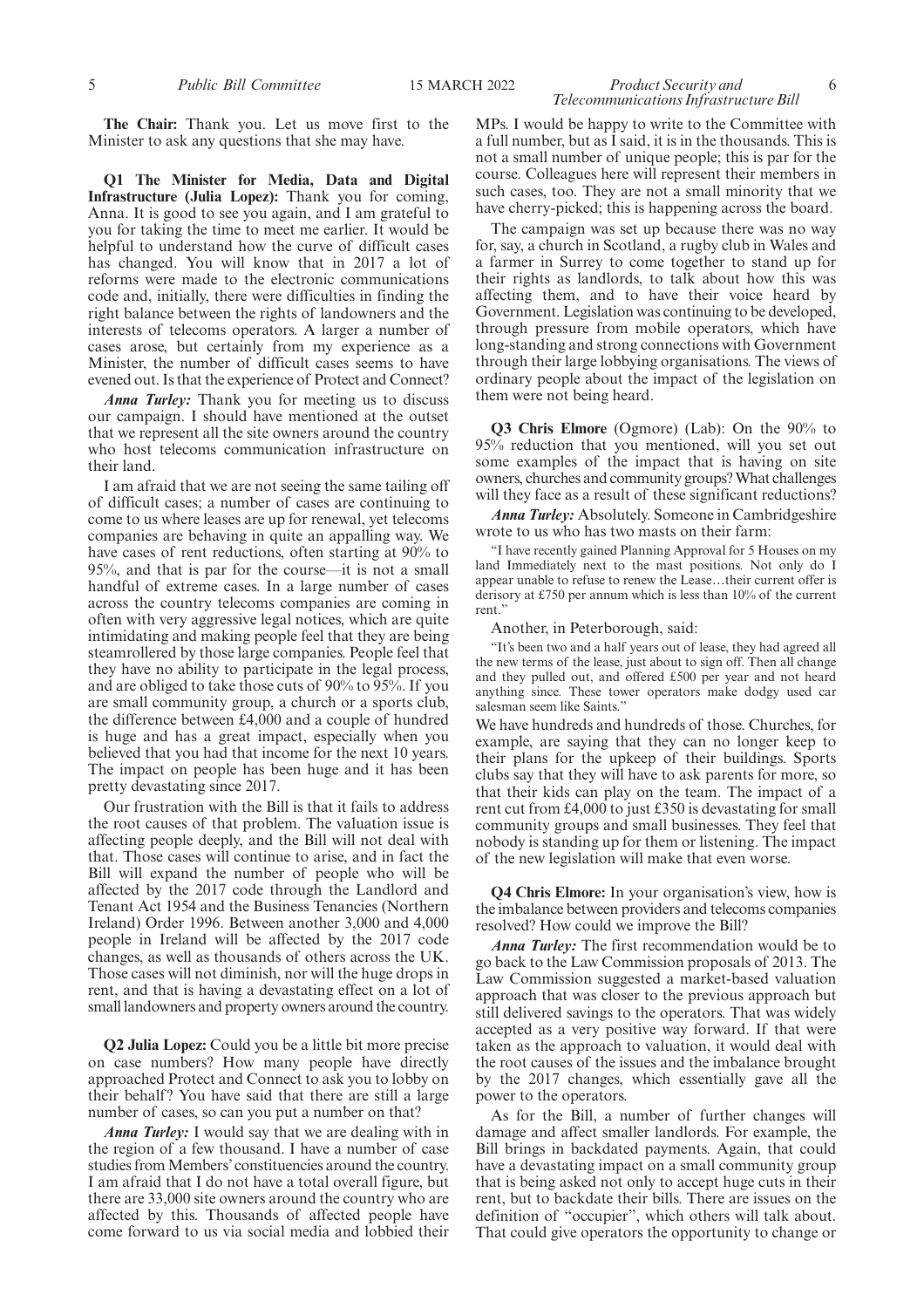**The Chair:** Thank you. Let us move first to the Minister to ask any questions that she may have.

**Q1 The Minister for Media, Data and Digital Infrastructure (Julia Lopez):** Thank you for coming, Anna. It is good to see you again, and I am grateful to you for taking the time to meet me earlier. It would be helpful to understand how the curve of difficult cases has changed. You will know that in 2017 a lot of reforms were made to the electronic communications code and, initially, there were difficulties in finding the right balance between the rights of landowners and the interests of telecoms operators. A larger a number of cases arose, but certainly from my experience as a Minister, the number of difficult cases seems to have evened out. Is that the experience of Protect and Connect?

*Anna Turley:* Thank you for meeting us to discuss our campaign. I should have mentioned at the outset that we represent all the site owners around the country who host telecoms communication infrastructure on their land.

I am afraid that we are not seeing the same tailing off of difficult cases; a number of cases are continuing to come to us where leases are up for renewal, yet telecoms companies are behaving in quite an appalling way. We have cases of rent reductions, often starting at 90% to 95%, and that is par for the course—it is not a small handful of extreme cases. In a large number of cases across the country telecoms companies are coming in often with very aggressive legal notices, which are quite intimidating and making people feel that they are being steamrollered by those large companies. People feel that they have no ability to participate in the legal process, and are obliged to take those cuts of 90% to 95%. If you are small community group, a church or a sports club, the difference between £4,000 and a couple of hundred is huge and has a great impact, especially when you believed that you had that income for the next 10 years. The impact on people has been huge and it has been pretty devastating since 2017.

Our frustration with the Bill is that it fails to address the root causes of that problem. The valuation issue is affecting people deeply, and the Bill will not deal with that. Those cases will continue to arise, and in fact the Bill will expand the number of people who will be affected by the 2017 code through the Landlord and Tenant Act 1954 and the Business Tenancies (Northern Ireland) Order 1996. Between another 3,000 and 4,000 people in Ireland will be affected by the 2017 code changes, as well as thousands of others across the UK. Those cases will not diminish, nor will the huge drops in rent, and that is having a devastating effect on a lot of small landowners and property owners around the country.

**Q2 Julia Lopez:** Could you be a little bit more precise on case numbers? How many people have directly approached Protect and Connect to ask you to lobby on their behalf? You have said that there are still a large number of cases, so can you put a number on that?

*Anna Turley:* I would say that we are dealing with in the region of a few thousand. I have a number of case studies from Members' constituencies around the country. I am afraid that I do not have a total overall figure, but there are 33,000 site owners around the country who are affected by this. Thousands of affected people have come forward to us via social media and lobbied their MPs. I would be happy to write to the Committee with a full number, but as I said, it is in the thousands. This is not a small number of unique people; this is par for the course. Colleagues here will represent their members in such cases, too. They are not a small minority that we have cherry-picked; this is happening across the board.

The campaign was set up because there was no way for, say, a church in Scotland, a rugby club in Wales and a farmer in Surrey to come together to stand up for their rights as landlords, to talk about how this was affecting them, and to have their voice heard by Government. Legislation was continuing to be developed, through pressure from mobile operators, which have long-standing and strong connections with Government through their large lobbying organisations. The views of ordinary people about the impact of the legislation on them were not being heard.

**Q3 Chris Elmore** (Ogmore) (Lab): On the 90% to 95% reduction that you mentioned, will you set out some examples of the impact that is having on site owners, churches and community groups? What challenges will they face as a result of these significant reductions?

*Anna Turley:* Absolutely. Someone in Cambridgeshire wrote to us who has two masts on their farm:

> "I have recently gained Planning Approval for 5 Houses on my land Immediately next to the mast positions. Not only do I appear unable to refuse to renew the Lease…their current offer is derisory at £750 per annum which is less than 10% of the current rent."

Another, in Peterborough, said:

> "It's been two and a half years out of lease, they had agreed all the new terms of the lease, just about to sign off. Then all change and they pulled out, and offered £500 per year and not heard anything since. These tower operators make dodgy used car salesman seem like Saints."

We have hundreds and hundreds of those. Churches, for example, are saying that they can no longer keep to their plans for the upkeep of their buildings. Sports clubs say that they will have to ask parents for more, so that their kids can play on the team. The impact of a rent cut from £4,000 to just £350 is devastating for small community groups and small businesses. They feel that nobody is standing up for them or listening. The impact of the new legislation will make that even worse.

**Q4 Chris Elmore:** In your organisation's view, how is the imbalance between providers and telecoms companies resolved? How could we improve the Bill?

*Anna Turley:* The first recommendation would be to go back to the Law Commission proposals of 2013. The Law Commission suggested a market-based valuation approach that was closer to the previous approach but still delivered savings to the operators. That was widely accepted as a very positive way forward. If that were taken as the approach to valuation, it would deal with the root causes of the issues and the imbalance brought by the 2017 changes, which essentially gave all the power to the operators.

As for the Bill, a number of further changes will damage and affect smaller landlords. For example, the Bill brings in backdated payments. Again, that could have a devastating impact on a small community group that is being asked not only to accept huge cuts in their rent, but to backdate their bills. There are issues on the definition of "occupier", which others will talk about. That could give operators the opportunity to change or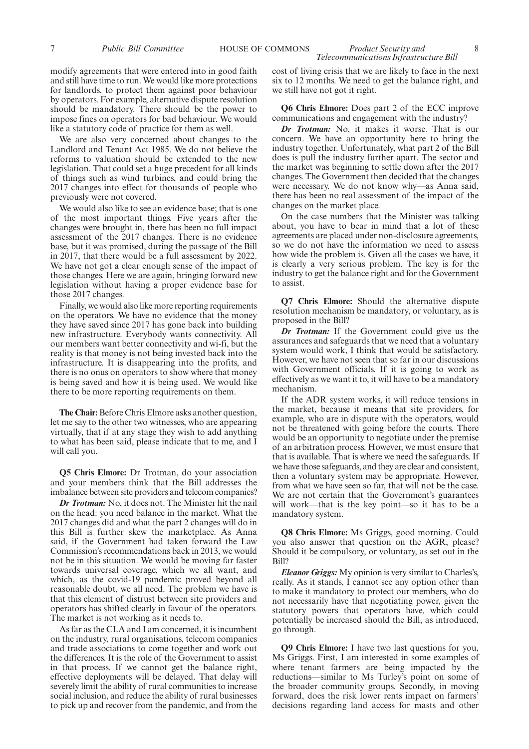modify agreements that were entered into in good faith and still have time to run. We would like more protections for landlords, to protect them against poor behaviour by operators. For example, alternative dispute resolution should be mandatory. There should be the power to impose fines on operators for bad behaviour. We would like a statutory code of practice for them as well.

We are also very concerned about changes to the Landlord and Tenant Act 1985. We do not believe the reforms to valuation should be extended to the new legislation. That could set a huge precedent for all kinds of things such as wind turbines, and could bring the 2017 changes into effect for thousands of people who previously were not covered.

We would also like to see an evidence base; that is one of the most important things. Five years after the changes were brought in, there has been no full impact assessment of the 2017 changes. There is no evidence base, but it was promised, during the passage of the Bill in 2017, that there would be a full assessment by 2022. We have not got a clear enough sense of the impact of those changes. Here we are again, bringing forward new legislation without having a proper evidence base for those 2017 changes.

Finally, we would also like more reporting requirements on the operators. We have no evidence that the money they have saved since 2017 has gone back into building new infrastructure. Everybody wants connectivity. All our members want better connectivity and wi-fi, but the reality is that money is not being invested back into the infrastructure. It is disappearing into the profits, and there is no onus on operators to show where that money is being saved and how it is being used. We would like there to be more reporting requirements on them.

**The Chair:** Before Chris Elmore asks another question, let me say to the other two witnesses, who are appearing virtually, that if at any stage they wish to add anything to what has been said, please indicate that to me, and I will call you.

**Q5 Chris Elmore:** Dr Trotman, do your association and your members think that the Bill addresses the imbalance between site providers and telecom companies?

***Dr Trotman:*** No, it does not. The Minister hit the nail on the head: you need balance in the market. What the 2017 changes did and what the part 2 changes will do in this Bill is further skew the marketplace. As Anna said, if the Government had taken forward the Law Commission's recommendations back in 2013, we would not be in this situation. We would be moving far faster towards universal coverage, which we all want, and which, as the covid-19 pandemic proved beyond all reasonable doubt, we all need. The problem we have is that this element of distrust between site providers and operators has shifted clearly in favour of the operators. The market is not working as it needs to.

As far as the CLA and I am concerned, it is incumbent on the industry, rural organisations, telecom companies and trade associations to come together and work out the differences. It is the role of the Government to assist in that process. If we cannot get the balance right, effective deployments will be delayed. That delay will severely limit the ability of rural communities to increase social inclusion, and reduce the ability of rural businesses to pick up and recover from the pandemic, and from the cost of living crisis that we are likely to face in the next six to 12 months. We need to get the balance right, and we still have not got it right.

**Q6 Chris Elmore:** Does part 2 of the ECC improve communications and engagement with the industry?

***Dr Trotman:*** No, it makes it worse. That is our concern. We have an opportunity here to bring the industry together. Unfortunately, what part 2 of the Bill does is pull the industry further apart. The sector and the market was beginning to settle down after the 2017 changes. The Government then decided that the changes were necessary. We do not know why—as Anna said, there has been no real assessment of the impact of the changes on the market place.

On the case numbers that the Minister was talking about, you have to bear in mind that a lot of these agreements are placed under non-disclosure agreements, so we do not have the information we need to assess how wide the problem is. Given all the cases we have, it is clearly a very serious problem. The key is for the industry to get the balance right and for the Government to assist.

**Q7 Chris Elmore:** Should the alternative dispute resolution mechanism be mandatory, or voluntary, as is proposed in the Bill?

***Dr Trotman:*** If the Government could give us the assurances and safeguards that we need that a voluntary system would work, I think that would be satisfactory. However, we have not seen that so far in our discussions with Government officials. If it is going to work as effectively as we want it to, it will have to be a mandatory mechanism.

If the ADR system works, it will reduce tensions in the market, because it means that site providers, for example, who are in dispute with the operators, would not be threatened with going before the courts. There would be an opportunity to negotiate under the premise of an arbitration process. However, we must ensure that that is available. That is where we need the safeguards. If we have those safeguards, and they are clear and consistent, then a voluntary system may be appropriate. However, from what we have seen so far, that will not be the case. We are not certain that the Government's guarantees will work—that is the key point—so it has to be a mandatory system.

**Q8 Chris Elmore:** Ms Griggs, good morning. Could you also answer that question on the AGR, please? Should it be compulsory, or voluntary, as set out in the Bill?

***Eleanor Griggs:*** My opinion is very similar to Charles's, really. As it stands, I cannot see any option other than to make it mandatory to protect our members, who do not necessarily have that negotiating power, given the statutory powers that operators have, which could potentially be increased should the Bill, as introduced, go through.

**Q9 Chris Elmore:** I have two last questions for you, Ms Griggs. First, I am interested in some examples of where tenant farmers are being impacted by the reductions—similar to Ms Turley's point on some of the broader community groups. Secondly, in moving forward, does the risk lower rents impact on farmers' decisions regarding land access for masts and other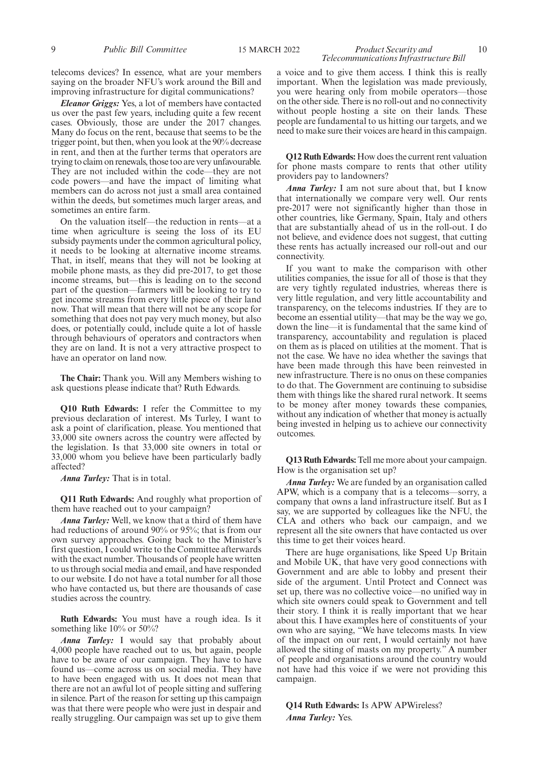telecoms devices? In essence, what are your members saying on the broader NFU's work around the Bill and improving infrastructure for digital communications?

***Eleanor Griggs:*** Yes, a lot of members have contacted us over the past few years, including quite a few recent cases. Obviously, those are under the 2017 changes. Many do focus on the rent, because that seems to be the trigger point, but then, when you look at the 90% decrease in rent, and then at the further terms that operators are trying to claim on renewals, those too are very unfavourable. They are not included within the code—they are not code powers—and have the impact of limiting what members can do across not just a small area contained within the deeds, but sometimes much larger areas, and sometimes an entire farm.

On the valuation itself—the reduction in rents—at a time when agriculture is seeing the loss of its EU subsidy payments under the common agricultural policy, it needs to be looking at alternative income streams. That, in itself, means that they will not be looking at mobile phone masts, as they did pre-2017, to get those income streams, but—this is leading on to the second part of the question—farmers will be looking to try to get income streams from every little piece of their land now. That will mean that there will not be any scope for something that does not pay very much money, but also does, or potentially could, include quite a lot of hassle through behaviours of operators and contractors when they are on land. It is not a very attractive prospect to have an operator on land now.

**The Chair:** Thank you. Will any Members wishing to ask questions please indicate that? Ruth Edwards.

**Q10 Ruth Edwards:** I refer the Committee to my previous declaration of interest. Ms Turley, I want to ask a point of clarification, please. You mentioned that 33,000 site owners across the country were affected by the legislation. Is that 33,000 site owners in total or 33,000 whom you believe have been particularly badly affected?

***Anna Turley:*** That is in total.

**Q11 Ruth Edwards:** And roughly what proportion of them have reached out to your campaign?

***Anna Turley:*** Well, we know that a third of them have had reductions of around 90% or 95%; that is from our own survey approaches. Going back to the Minister's first question, I could write to the Committee afterwards with the exact number. Thousands of people have written to us through social media and email, and have responded to our website. I do not have a total number for all those who have contacted us, but there are thousands of case studies across the country.

**Ruth Edwards:** You must have a rough idea. Is it something like 10% or 50%?

***Anna Turley:*** I would say that probably about 4,000 people have reached out to us, but again, people have to be aware of our campaign. They have to have found us—come across us on social media. They have to have been engaged with us. It does not mean that there are not an awful lot of people sitting and suffering in silence. Part of the reason for setting up this campaign was that there were people who were just in despair and really struggling. Our campaign was set up to give them a voice and to give them access. I think this is really important. When the legislation was made previously, you were hearing only from mobile operators—those on the other side. There is no roll-out and no connectivity without people hosting a site on their lands. These people are fundamental to us hitting our targets, and we need to make sure their voices are heard in this campaign.

**Q12 Ruth Edwards:** How does the current rent valuation for phone masts compare to rents that other utility providers pay to landowners?

***Anna Turley:*** I am not sure about that, but I know that internationally we compare very well. Our rents pre-2017 were not significantly higher than those in other countries, like Germany, Spain, Italy and others that are substantially ahead of us in the roll-out. I do not believe, and evidence does not suggest, that cutting these rents has actually increased our roll-out and our connectivity.

If you want to make the comparison with other utilities companies, the issue for all of those is that they are very tightly regulated industries, whereas there is very little regulation, and very little accountability and transparency, on the telecoms industries. If they are to become an essential utility—that may be the way we go, down the line—it is fundamental that the same kind of transparency, accountability and regulation is placed on them as is placed on utilities at the moment. That is not the case. We have no idea whether the savings that have been made through this have been reinvested in new infrastructure. There is no onus on these companies to do that. The Government are continuing to subsidise them with things like the shared rural network. It seems to be money after money towards these companies, without any indication of whether that money is actually being invested in helping us to achieve our connectivity outcomes.

**Q13 Ruth Edwards:** Tell me more about your campaign. How is the organisation set up?

***Anna Turley:*** We are funded by an organisation called APW, which is a company that is a telecoms—sorry, a company that owns a land infrastructure itself. But as I say, we are supported by colleagues like the NFU, the CLA and others who back our campaign, and we represent all the site owners that have contacted us over this time to get their voices heard.

There are huge organisations, like Speed Up Britain and Mobile UK, that have very good connections with Government and are able to lobby and present their side of the argument. Until Protect and Connect was set up, there was no collective voice—no unified way in which site owners could speak to Government and tell their story. I think it is really important that we hear about this. I have examples here of constituents of your own who are saying, "We have telecoms masts. In view of the impact on our rent, I would certainly not have allowed the siting of masts on my property." A number of people and organisations around the country would not have had this voice if we were not providing this campaign.

**Q14 Ruth Edwards:** Is APW APWireless?

***Anna Turley:*** Yes.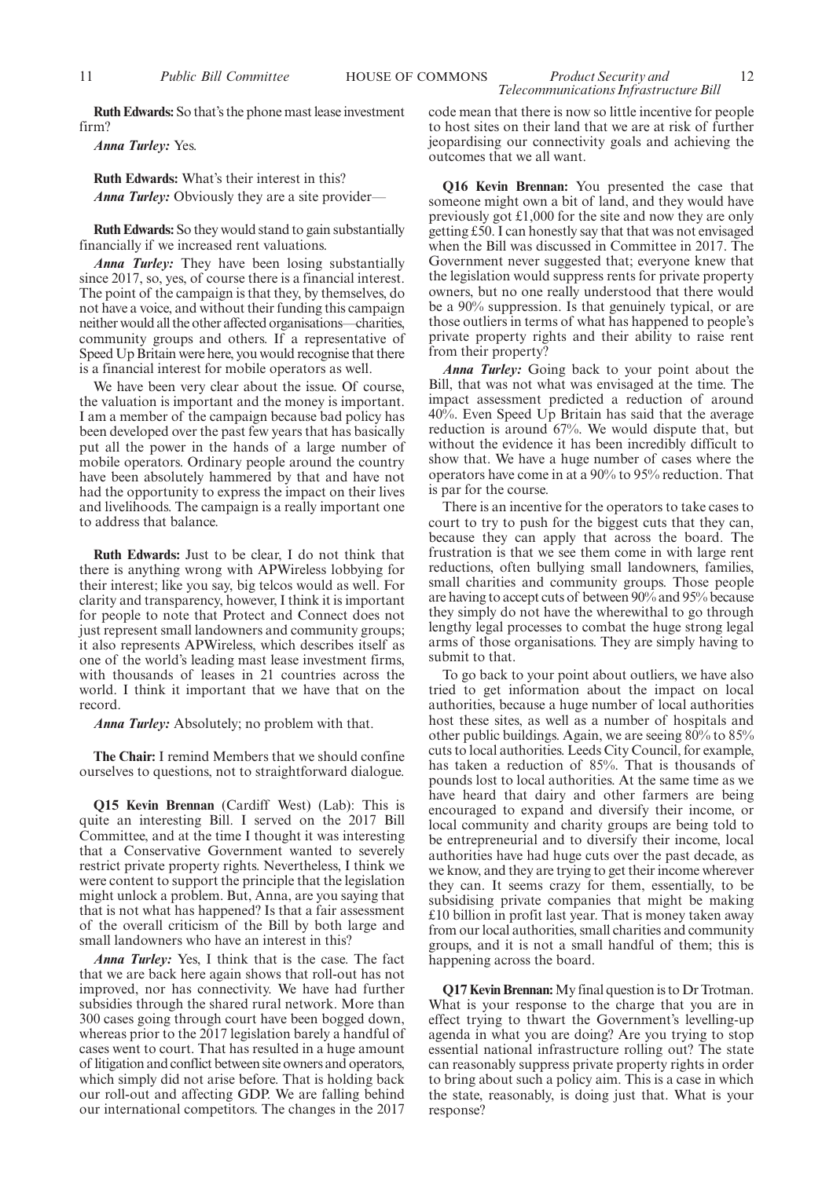**Ruth Edwards:** So that's the phone mast lease investment firm?

*Anna Turley:* Yes.

**Ruth Edwards:** What's their interest in this?

*Anna Turley:* Obviously they are a site provider—

**Ruth Edwards:** So they would stand to gain substantially financially if we increased rent valuations.

*Anna Turley:* They have been losing substantially since 2017, so, yes, of course there is a financial interest. The point of the campaign is that they, by themselves, do not have a voice, and without their funding this campaign neither would all the other affected organisations—charities, community groups and others. If a representative of Speed Up Britain were here, you would recognise that there is a financial interest for mobile operators as well.

We have been very clear about the issue. Of course, the valuation is important and the money is important. I am a member of the campaign because bad policy has been developed over the past few years that has basically put all the power in the hands of a large number of mobile operators. Ordinary people around the country have been absolutely hammered by that and have not had the opportunity to express the impact on their lives and livelihoods. The campaign is a really important one to address that balance.

**Ruth Edwards:** Just to be clear, I do not think that there is anything wrong with APWireless lobbying for their interest; like you say, big telcos would as well. For clarity and transparency, however, I think it is important for people to note that Protect and Connect does not just represent small landowners and community groups; it also represents APWireless, which describes itself as one of the world's leading mast lease investment firms, with thousands of leases in 21 countries across the world. I think it important that we have that on the record.

*Anna Turley:* Absolutely; no problem with that.

**The Chair:** I remind Members that we should confine ourselves to questions, not to straightforward dialogue.

**Q15 Kevin Brennan** (Cardiff West) (Lab): This is quite an interesting Bill. I served on the 2017 Bill Committee, and at the time I thought it was interesting that a Conservative Government wanted to severely restrict private property rights. Nevertheless, I think we were content to support the principle that the legislation might unlock a problem. But, Anna, are you saying that that is not what has happened? Is that a fair assessment of the overall criticism of the Bill by both large and small landowners who have an interest in this?

*Anna Turley:* Yes, I think that is the case. The fact that we are back here again shows that roll-out has not improved, nor has connectivity. We have had further subsidies through the shared rural network. More than 300 cases going through court have been bogged down, whereas prior to the 2017 legislation barely a handful of cases went to court. That has resulted in a huge amount of litigation and conflict between site owners and operators, which simply did not arise before. That is holding back our roll-out and affecting GDP. We are falling behind our international competitors. The changes in the 2017 code mean that there is now so little incentive for people to host sites on their land that we are at risk of further jeopardising our connectivity goals and achieving the outcomes that we all want.

**Q16 Kevin Brennan:** You presented the case that someone might own a bit of land, and they would have previously got £1,000 for the site and now they are only getting £50. I can honestly say that that was not envisaged when the Bill was discussed in Committee in 2017. The Government never suggested that; everyone knew that the legislation would suppress rents for private property owners, but no one really understood that there would be a 90% suppression. Is that genuinely typical, or are those outliers in terms of what has happened to people's private property rights and their ability to raise rent from their property?

*Anna Turley:* Going back to your point about the Bill, that was not what was envisaged at the time. The impact assessment predicted a reduction of around 40%. Even Speed Up Britain has said that the average reduction is around 67%. We would dispute that, but without the evidence it has been incredibly difficult to show that. We have a huge number of cases where the operators have come in at a 90% to 95% reduction. That is par for the course.

There is an incentive for the operators to take cases to court to try to push for the biggest cuts that they can, because they can apply that across the board. The frustration is that we see them come in with large rent reductions, often bullying small landowners, families, small charities and community groups. Those people are having to accept cuts of between 90% and 95% because they simply do not have the wherewithal to go through lengthy legal processes to combat the huge strong legal arms of those organisations. They are simply having to submit to that.

To go back to your point about outliers, we have also tried to get information about the impact on local authorities, because a huge number of local authorities host these sites, as well as a number of hospitals and other public buildings. Again, we are seeing 80% to 85% cuts to local authorities. Leeds City Council, for example, has taken a reduction of 85%. That is thousands of pounds lost to local authorities. At the same time as we have heard that dairy and other farmers are being encouraged to expand and diversify their income, or local community and charity groups are being told to be entrepreneurial and to diversify their income, local authorities have had huge cuts over the past decade, as we know, and they are trying to get their income wherever they can. It seems crazy for them, essentially, to be subsidising private companies that might be making £10 billion in profit last year. That is money taken away from our local authorities, small charities and community groups, and it is not a small handful of them; this is happening across the board.

**Q17 Kevin Brennan:** My final question is to Dr Trotman. What is your response to the charge that you are in effect trying to thwart the Government's levelling-up agenda in what you are doing? Are you trying to stop essential national infrastructure rolling out? The state can reasonably suppress private property rights in order to bring about such a policy aim. This is a case in which the state, reasonably, is doing just that. What is your response?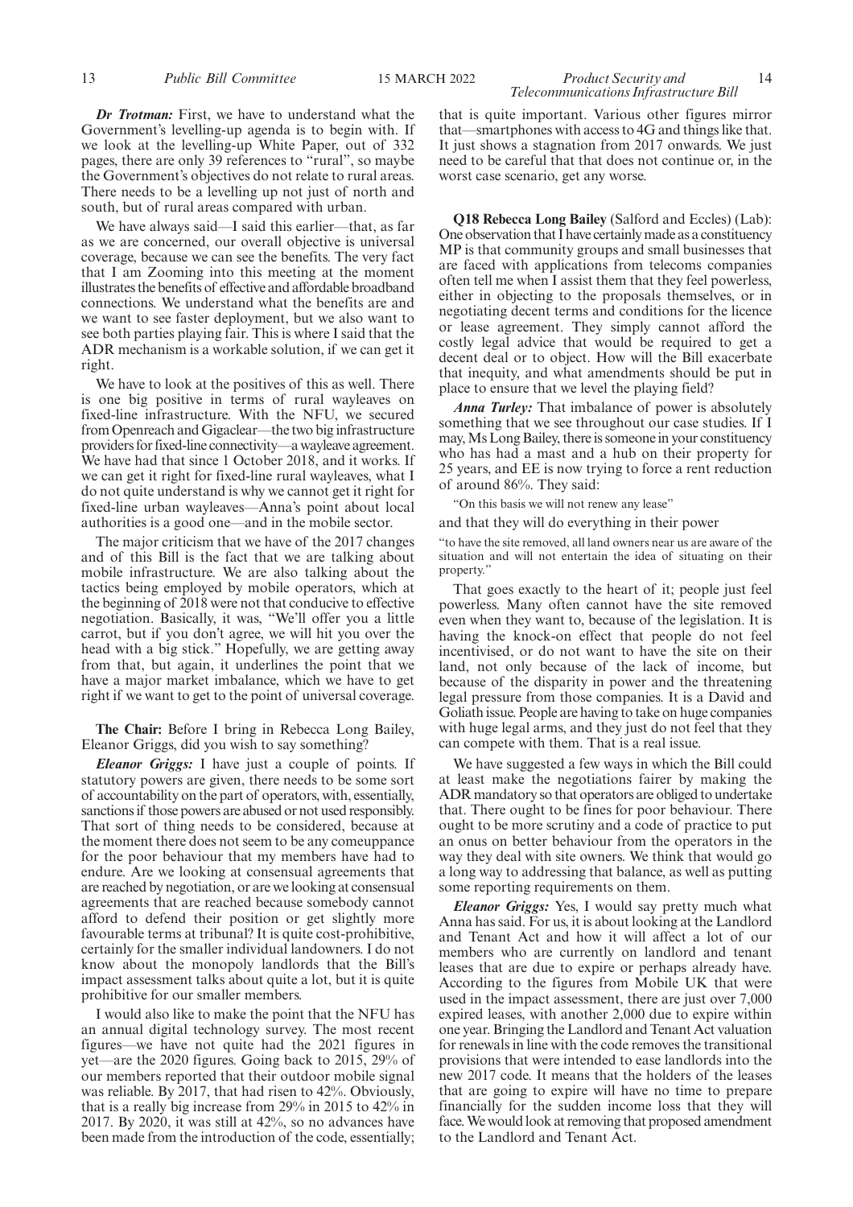***Dr Trotman:*** First, we have to understand what the Government's levelling-up agenda is to begin with. If we look at the levelling-up White Paper, out of 332 pages, there are only 39 references to "rural", so maybe the Government's objectives do not relate to rural areas. There needs to be a levelling up not just of north and south, but of rural areas compared with urban.

We have always said—I said this earlier—that, as far as we are concerned, our overall objective is universal coverage, because we can see the benefits. The very fact that I am Zooming into this meeting at the moment illustrates the benefits of effective and affordable broadband connections. We understand what the benefits are and we want to see faster deployment, but we also want to see both parties playing fair. This is where I said that the ADR mechanism is a workable solution, if we can get it right.

We have to look at the positives of this as well. There is one big positive in terms of rural wayleaves on fixed-line infrastructure. With the NFU, we secured from Openreach and Gigaclear—the two big infrastructure providers for fixed-line connectivity—a wayleave agreement. We have had that since 1 October 2018, and it works. If we can get it right for fixed-line rural wayleaves, what I do not quite understand is why we cannot get it right for fixed-line urban wayleaves—Anna's point about local authorities is a good one—and in the mobile sector.

The major criticism that we have of the 2017 changes and of this Bill is the fact that we are talking about mobile infrastructure. We are also talking about the tactics being employed by mobile operators, which at the beginning of 2018 were not that conducive to effective negotiation. Basically, it was, "We'll offer you a little carrot, but if you don't agree, we will hit you over the head with a big stick." Hopefully, we are getting away from that, but again, it underlines the point that we have a major market imbalance, which we have to get right if we want to get to the point of universal coverage.

**The Chair:** Before I bring in Rebecca Long Bailey, Eleanor Griggs, did you wish to say something?

***Eleanor Griggs:*** I have just a couple of points. If statutory powers are given, there needs to be some sort of accountability on the part of operators, with, essentially, sanctions if those powers are abused or not used responsibly. That sort of thing needs to be considered, because at the moment there does not seem to be any comeuppance for the poor behaviour that my members have had to endure. Are we looking at consensual agreements that are reached by negotiation, or are we looking at consensual agreements that are reached because somebody cannot afford to defend their position or get slightly more favourable terms at tribunal? It is quite cost-prohibitive, certainly for the smaller individual landowners. I do not know about the monopoly landlords that the Bill's impact assessment talks about quite a lot, but it is quite prohibitive for our smaller members.

I would also like to make the point that the NFU has an annual digital technology survey. The most recent figures—we have not quite had the 2021 figures in yet—are the 2020 figures. Going back to 2015, 29% of our members reported that their outdoor mobile signal was reliable. By 2017, that had risen to 42%. Obviously, that is a really big increase from 29% in 2015 to 42% in 2017. By 2020, it was still at 42%, so no advances have been made from the introduction of the code, essentially; that is quite important. Various other figures mirror that—smartphones with access to 4G and things like that. It just shows a stagnation from 2017 onwards. We just need to be careful that that does not continue or, in the worst case scenario, get any worse.

**Q18 Rebecca Long Bailey** (Salford and Eccles) (Lab): One observation that I have certainly made as a constituency MP is that community groups and small businesses that are faced with applications from telecoms companies often tell me when I assist them that they feel powerless, either in objecting to the proposals themselves, or in negotiating decent terms and conditions for the licence or lease agreement. They simply cannot afford the costly legal advice that would be required to get a decent deal or to object. How will the Bill exacerbate that inequity, and what amendments should be put in place to ensure that we level the playing field?

***Anna Turley:*** That imbalance of power is absolutely something that we see throughout our case studies. If I may, Ms Long Bailey, there is someone in your constituency who has had a mast and a hub on their property for 25 years, and EE is now trying to force a rent reduction of around 86%. They said:

"On this basis we will not renew any lease"

and that they will do everything in their power

"to have the site removed, all land owners near us are aware of the situation and will not entertain the idea of situating on their property."

That goes exactly to the heart of it; people just feel powerless. Many often cannot have the site removed even when they want to, because of the legislation. It is having the knock-on effect that people do not feel incentivised, or do not want to have the site on their land, not only because of the lack of income, but because of the disparity in power and the threatening legal pressure from those companies. It is a David and Goliath issue. People are having to take on huge companies with huge legal arms, and they just do not feel that they can compete with them. That is a real issue.

We have suggested a few ways in which the Bill could at least make the negotiations fairer by making the ADR mandatory so that operators are obliged to undertake that. There ought to be fines for poor behaviour. There ought to be more scrutiny and a code of practice to put an onus on better behaviour from the operators in the way they deal with site owners. We think that would go a long way to addressing that balance, as well as putting some reporting requirements on them.

***Eleanor Griggs:*** Yes, I would say pretty much what Anna has said. For us, it is about looking at the Landlord and Tenant Act and how it will affect a lot of our members who are currently on landlord and tenant leases that are due to expire or perhaps already have. According to the figures from Mobile UK that were used in the impact assessment, there are just over 7,000 expired leases, with another 2,000 due to expire within one year. Bringing the Landlord and Tenant Act valuation for renewals in line with the code removes the transitional provisions that were intended to ease landlords into the new 2017 code. It means that the holders of the leases that are going to expire will have no time to prepare financially for the sudden income loss that they will face. We would look at removing that proposed amendment to the Landlord and Tenant Act.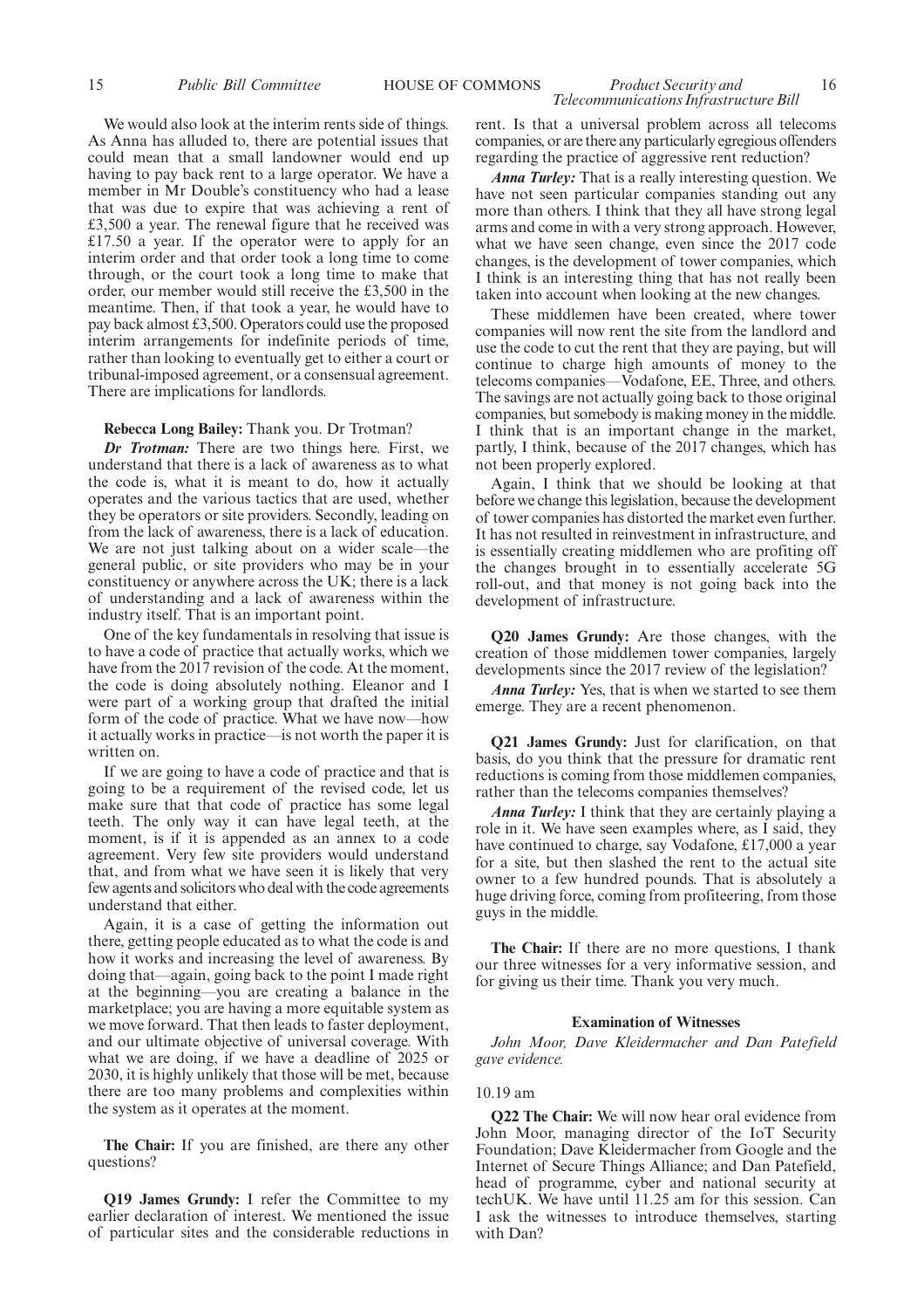We would also look at the interim rents side of things. As Anna has alluded to, there are potential issues that could mean that a small landowner would end up having to pay back rent to a large operator. We have a member in Mr Double's constituency who had a lease that was due to expire that was achieving a rent of £3,500 a year. The renewal figure that he received was £17.50 a year. If the operator were to apply for an interim order and that order took a long time to come through, or the court took a long time to make that order, our member would still receive the £3,500 in the meantime. Then, if that took a year, he would have to pay back almost £3,500. Operators could use the proposed interim arrangements for indefinite periods of time, rather than looking to eventually get to either a court or tribunal-imposed agreement, or a consensual agreement. There are implications for landlords.

**Rebecca Long Bailey:** Thank you. Dr Trotman?

***Dr Trotman:*** There are two things here. First, we understand that there is a lack of awareness as to what the code is, what it is meant to do, how it actually operates and the various tactics that are used, whether they be operators or site providers. Secondly, leading on from the lack of awareness, there is a lack of education. We are not just talking about on a wider scale—the general public, or site providers who may be in your constituency or anywhere across the UK; there is a lack of understanding and a lack of awareness within the industry itself. That is an important point.

One of the key fundamentals in resolving that issue is to have a code of practice that actually works, which we have from the 2017 revision of the code. At the moment, the code is doing absolutely nothing. Eleanor and I were part of a working group that drafted the initial form of the code of practice. What we have now—how it actually works in practice—is not worth the paper it is written on.

If we are going to have a code of practice and that is going to be a requirement of the revised code, let us make sure that that code of practice has some legal teeth. The only way it can have legal teeth, at the moment, is if it is appended as an annex to a code agreement. Very few site providers would understand that, and from what we have seen it is likely that very few agents and solicitors who deal with the code agreements understand that either.

Again, it is a case of getting the information out there, getting people educated as to what the code is and how it works and increasing the level of awareness. By doing that—again, going back to the point I made right at the beginning—you are creating a balance in the marketplace; you are having a more equitable system as we move forward. That then leads to faster deployment, and our ultimate objective of universal coverage. With what we are doing, if we have a deadline of 2025 or 2030, it is highly unlikely that those will be met, because there are too many problems and complexities within the system as it operates at the moment.

**The Chair:** If you are finished, are there any other questions?

**Q19 James Grundy:** I refer the Committee to my earlier declaration of interest. We mentioned the issue of particular sites and the considerable reductions in rent. Is that a universal problem across all telecoms companies, or are there any particularly egregious offenders regarding the practice of aggressive rent reduction?

***Anna Turley:*** That is a really interesting question. We have not seen particular companies standing out any more than others. I think that they all have strong legal arms and come in with a very strong approach. However, what we have seen change, even since the 2017 code changes, is the development of tower companies, which I think is an interesting thing that has not really been taken into account when looking at the new changes.

These middlemen have been created, where tower companies will now rent the site from the landlord and use the code to cut the rent that they are paying, but will continue to charge high amounts of money to the telecoms companies—Vodafone, EE, Three, and others. The savings are not actually going back to those original companies, but somebody is making money in the middle. I think that is an important change in the market, partly, I think, because of the 2017 changes, which has not been properly explored.

Again, I think that we should be looking at that before we change this legislation, because the development of tower companies has distorted the market even further. It has not resulted in reinvestment in infrastructure, and is essentially creating middlemen who are profiting off the changes brought in to essentially accelerate 5G roll-out, and that money is not going back into the development of infrastructure.

**Q20 James Grundy:** Are those changes, with the creation of those middlemen tower companies, largely developments since the 2017 review of the legislation?

***Anna Turley:*** Yes, that is when we started to see them emerge. They are a recent phenomenon.

**Q21 James Grundy:** Just for clarification, on that basis, do you think that the pressure for dramatic rent reductions is coming from those middlemen companies, rather than the telecoms companies themselves?

***Anna Turley:*** I think that they are certainly playing a role in it. We have seen examples where, as I said, they have continued to charge, say Vodafone, £17,000 a year for a site, but then slashed the rent to the actual site owner to a few hundred pounds. That is absolutely a huge driving force, coming from profiteering, from those guys in the middle.

**The Chair:** If there are no more questions, I thank our three witnesses for a very informative session, and for giving us their time. Thank you very much.

### Examination of Witnesses

*John Moor, Dave Kleidermacher and Dan Patefield gave evidence.*

10.19 am

**Q22 The Chair:** We will now hear oral evidence from John Moor, managing director of the IoT Security Foundation; Dave Kleidermacher from Google and the Internet of Secure Things Alliance; and Dan Patefield, head of programme, cyber and national security at techUK. We have until 11.25 am for this session. Can I ask the witnesses to introduce themselves, starting with Dan?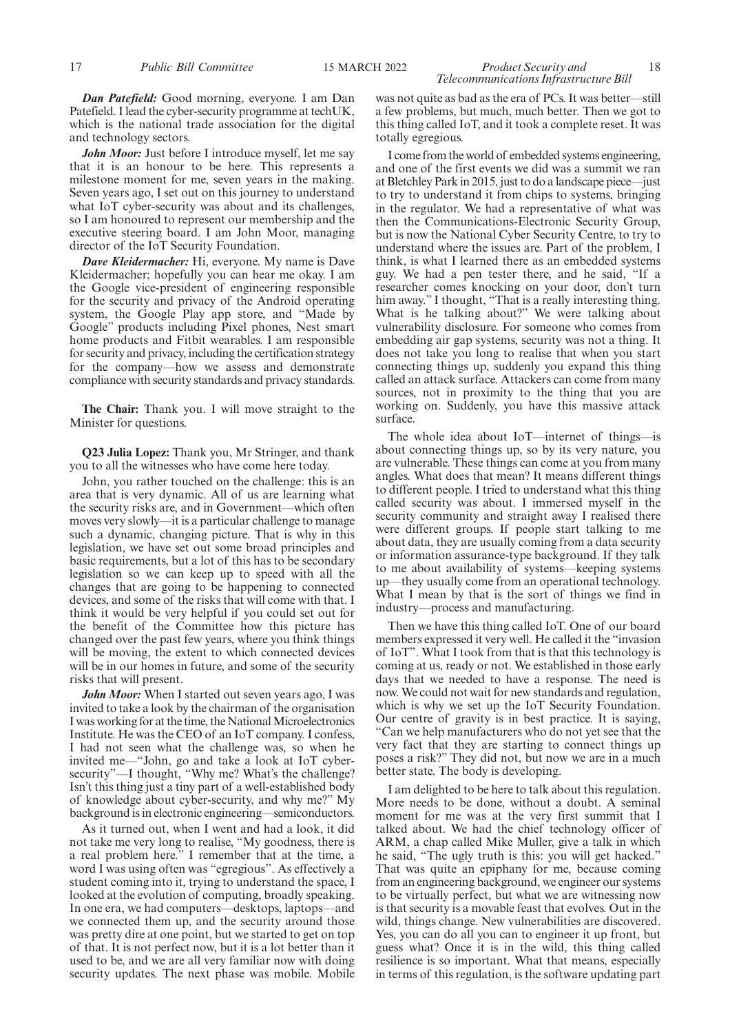***Dan Patefield:*** Good morning, everyone. I am Dan Patefield. I lead the cyber-security programme at techUK, which is the national trade association for the digital and technology sectors.

***John Moor:*** Just before I introduce myself, let me say that it is an honour to be here. This represents a milestone moment for me, seven years in the making. Seven years ago, I set out on this journey to understand what IoT cyber-security was about and its challenges, so I am honoured to represent our membership and the executive steering board. I am John Moor, managing director of the IoT Security Foundation.

***Dave Kleidermacher:*** Hi, everyone. My name is Dave Kleidermacher; hopefully you can hear me okay. I am the Google vice-president of engineering responsible for the security and privacy of the Android operating system, the Google Play app store, and "Made by Google" products including Pixel phones, Nest smart home products and Fitbit wearables. I am responsible for security and privacy, including the certification strategy for the company—how we assess and demonstrate compliance with security standards and privacy standards.

**The Chair:** Thank you. I will move straight to the Minister for questions.

**Q23 Julia Lopez:** Thank you, Mr Stringer, and thank you to all the witnesses who have come here today.

John, you rather touched on the challenge: this is an area that is very dynamic. All of us are learning what the security risks are, and in Government—which often moves very slowly—it is a particular challenge to manage such a dynamic, changing picture. That is why in this legislation, we have set out some broad principles and basic requirements, but a lot of this has to be secondary legislation so we can keep up to speed with all the changes that are going to be happening to connected devices, and some of the risks that will come with that. I think it would be very helpful if you could set out for the benefit of the Committee how this picture has changed over the past few years, where you think things will be moving, the extent to which connected devices will be in our homes in future, and some of the security risks that will present.

***John Moor:*** When I started out seven years ago, I was invited to take a look by the chairman of the organisation I was working for at the time, the National Microelectronics Institute. He was the CEO of an IoT company. I confess, I had not seen what the challenge was, so when he invited me—"John, go and take a look at IoT cyber-security"—I thought, "Why me? What's the challenge? Isn't this thing just a tiny part of a well-established body of knowledge about cyber-security, and why me?" My background is in electronic engineering—semiconductors.

As it turned out, when I went and had a look, it did not take me very long to realise, "My goodness, there is a real problem here." I remember that at the time, a word I was using often was "egregious". As effectively a student coming into it, trying to understand the space, I looked at the evolution of computing, broadly speaking. In one era, we had computers—desktops, laptops—and we connected them up, and the security around those was pretty dire at one point, but we started to get on top of that. It is not perfect now, but it is a lot better than it used to be, and we are all very familiar now with doing security updates. The next phase was mobile. Mobile was not quite as bad as the era of PCs. It was better—still a few problems, but much, much better. Then we got to this thing called IoT, and it took a complete reset. It was totally egregious.

I come from the world of embedded systems engineering, and one of the first events we did was a summit we ran at Bletchley Park in 2015, just to do a landscape piece—just to try to understand it from chips to systems, bringing in the regulator. We had a representative of what was then the Communications-Electronic Security Group, but is now the National Cyber Security Centre, to try to understand where the issues are. Part of the problem, I think, is what I learned there as an embedded systems guy. We had a pen tester there, and he said, "If a researcher comes knocking on your door, don't turn him away." I thought, "That is a really interesting thing. What is he talking about?" We were talking about vulnerability disclosure. For someone who comes from embedding air gap systems, security was not a thing. It does not take you long to realise that when you start connecting things up, suddenly you expand this thing called an attack surface. Attackers can come from many sources, not in proximity to the thing that you are working on. Suddenly, you have this massive attack surface.

The whole idea about IoT—internet of things—is about connecting things up, so by its very nature, you are vulnerable. These things can come at you from many angles. What does that mean? It means different things to different people. I tried to understand what this thing called security was about. I immersed myself in the security community and straight away I realised there were different groups. If people start talking to me about data, they are usually coming from a data security or information assurance-type background. If they talk to me about availability of systems—keeping systems up—they usually come from an operational technology. What I mean by that is the sort of things we find in industry—process and manufacturing.

Then we have this thing called IoT. One of our board members expressed it very well. He called it the "invasion of IoT". What I took from that is that this technology is coming at us, ready or not. We established in those early days that we needed to have a response. The need is now. We could not wait for new standards and regulation, which is why we set up the IoT Security Foundation. Our centre of gravity is in best practice. It is saying, "Can we help manufacturers who do not yet see that the very fact that they are starting to connect things up poses a risk?" They did not, but now we are in a much better state. The body is developing.

I am delighted to be here to talk about this regulation. More needs to be done, without a doubt. A seminal moment for me was at the very first summit that I talked about. We had the chief technology officer of ARM, a chap called Mike Muller, give a talk in which he said, "The ugly truth is this: you will get hacked." That was quite an epiphany for me, because coming from an engineering background, we engineer our systems to be virtually perfect, but what we are witnessing now is that security is a movable feast that evolves. Out in the wild, things change. New vulnerabilities are discovered. Yes, you can do all you can to engineer it up front, but guess what? Once it is in the wild, this thing called resilience is so important. What that means, especially in terms of this regulation, is the software updating part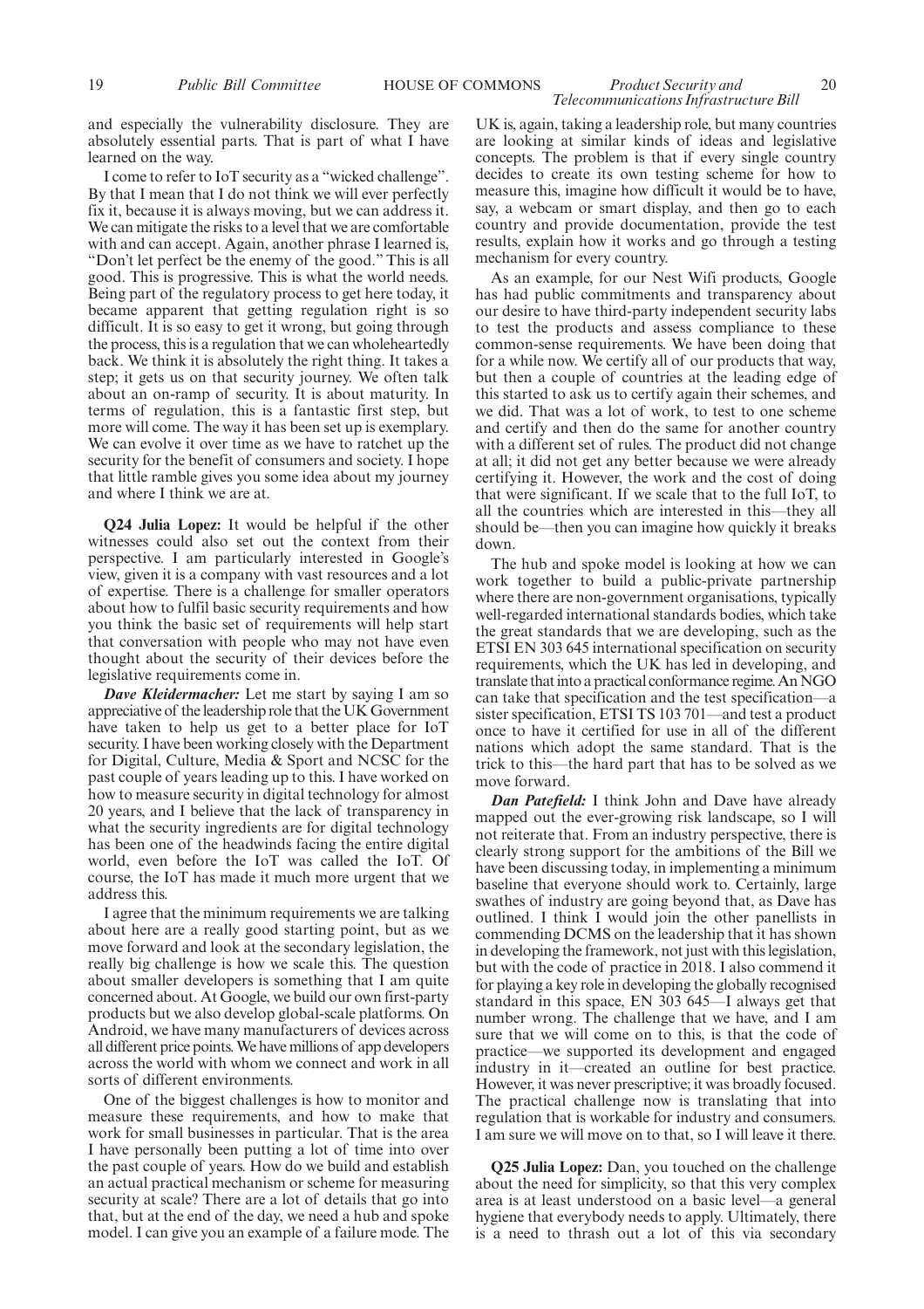and especially the vulnerability disclosure. They are absolutely essential parts. That is part of what I have learned on the way.

I come to refer to IoT security as a "wicked challenge". By that I mean that I do not think we will ever perfectly fix it, because it is always moving, but we can address it. We can mitigate the risks to a level that we are comfortable with and can accept. Again, another phrase I learned is, "Don't let perfect be the enemy of the good." This is all good. This is progressive. This is what the world needs. Being part of the regulatory process to get here today, it became apparent that getting regulation right is so difficult. It is so easy to get it wrong, but going through the process, this is a regulation that we can wholeheartedly back. We think it is absolutely the right thing. It takes a step; it gets us on that security journey. We often talk about an on-ramp of security. It is about maturity. In terms of regulation, this is a fantastic first step, but more will come. The way it has been set up is exemplary. We can evolve it over time as we have to ratchet up the security for the benefit of consumers and society. I hope that little ramble gives you some idea about my journey and where I think we are at.

**Q24 Julia Lopez:** It would be helpful if the other witnesses could also set out the context from their perspective. I am particularly interested in Google's view, given it is a company with vast resources and a lot of expertise. There is a challenge for smaller operators about how to fulfil basic security requirements and how you think the basic set of requirements will help start that conversation with people who may not have even thought about the security of their devices before the legislative requirements come in.

***Dave Kleidermacher:*** Let me start by saying I am so appreciative of the leadership role that the UK Government have taken to help us get to a better place for IoT security. I have been working closely with the Department for Digital, Culture, Media & Sport and NCSC for the past couple of years leading up to this. I have worked on how to measure security in digital technology for almost 20 years, and I believe that the lack of transparency in what the security ingredients are for digital technology has been one of the headwinds facing the entire digital world, even before the IoT was called the IoT. Of course, the IoT has made it much more urgent that we address this.

I agree that the minimum requirements we are talking about here are a really good starting point, but as we move forward and look at the secondary legislation, the really big challenge is how we scale this. The question about smaller developers is something that I am quite concerned about. At Google, we build our own first-party products but we also develop global-scale platforms. On Android, we have many manufacturers of devices across all different price points. We have millions of app developers across the world with whom we connect and work in all sorts of different environments.

One of the biggest challenges is how to monitor and measure these requirements, and how to make that work for small businesses in particular. That is the area I have personally been putting a lot of time into over the past couple of years. How do we build and establish an actual practical mechanism or scheme for measuring security at scale? There are a lot of details that go into that, but at the end of the day, we need a hub and spoke model. I can give you an example of a failure mode. The UK is, again, taking a leadership role, but many countries are looking at similar kinds of ideas and legislative concepts. The problem is that if every single country decides to create its own testing scheme for how to measure this, imagine how difficult it would be to have, say, a webcam or smart display, and then go to each country and provide documentation, provide the test results, explain how it works and go through a testing mechanism for every country.

As an example, for our Nest Wifi products, Google has had public commitments and transparency about our desire to have third-party independent security labs to test the products and assess compliance to these common-sense requirements. We have been doing that for a while now. We certify all of our products that way, but then a couple of countries at the leading edge of this started to ask us to certify again their schemes, and we did. That was a lot of work, to test to one scheme and certify and then do the same for another country with a different set of rules. The product did not change at all; it did not get any better because we were already certifying it. However, the work and the cost of doing that were significant. If we scale that to the full IoT, to all the countries which are interested in this—they all should be—then you can imagine how quickly it breaks down.

The hub and spoke model is looking at how we can work together to build a public-private partnership where there are non-government organisations, typically well-regarded international standards bodies, which take the great standards that we are developing, such as the ETSI EN 303 645 international specification on security requirements, which the UK has led in developing, and translate that into a practical conformance regime. An NGO can take that specification and the test specification—a sister specification, ETSI TS 103 701—and test a product once to have it certified for use in all of the different nations which adopt the same standard. That is the trick to this—the hard part that has to be solved as we move forward.

***Dan Patefield:*** I think John and Dave have already mapped out the ever-growing risk landscape, so I will not reiterate that. From an industry perspective, there is clearly strong support for the ambitions of the Bill we have been discussing today, in implementing a minimum baseline that everyone should work to. Certainly, large swathes of industry are going beyond that, as Dave has outlined. I think I would join the other panellists in commending DCMS on the leadership that it has shown in developing the framework, not just with this legislation, but with the code of practice in 2018. I also commend it for playing a key role in developing the globally recognised standard in this space, EN 303 645—I always get that number wrong. The challenge that we have, and I am sure that we will come on to this, is that the code of practice—we supported its development and engaged industry in it—created an outline for best practice. However, it was never prescriptive; it was broadly focused. The practical challenge now is translating that into regulation that is workable for industry and consumers. I am sure we will move on to that, so I will leave it there.

**Q25 Julia Lopez:** Dan, you touched on the challenge about the need for simplicity, so that this very complex area is at least understood on a basic level—a general hygiene that everybody needs to apply. Ultimately, there is a need to thrash out a lot of this via secondary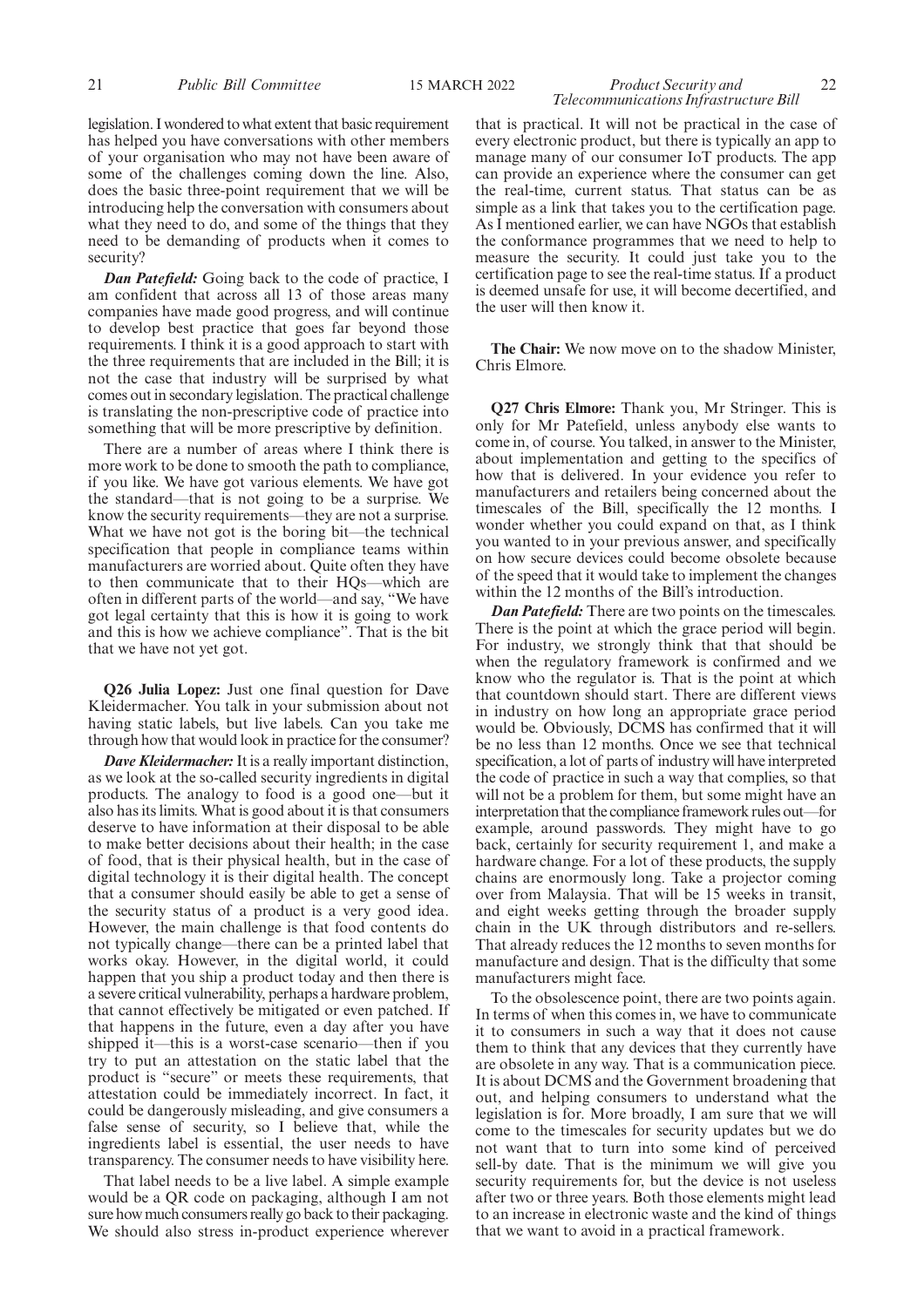legislation. I wondered to what extent that basic requirement has helped you have conversations with other members of your organisation who may not have been aware of some of the challenges coming down the line. Also, does the basic three-point requirement that we will be introducing help the conversation with consumers about what they need to do, and some of the things that they need to be demanding of products when it comes to security?

***Dan Patefield:*** Going back to the code of practice, I am confident that across all 13 of those areas many companies have made good progress, and will continue to develop best practice that goes far beyond those requirements. I think it is a good approach to start with the three requirements that are included in the Bill; it is not the case that industry will be surprised by what comes out in secondary legislation. The practical challenge is translating the non-prescriptive code of practice into something that will be more prescriptive by definition.

There are a number of areas where I think there is more work to be done to smooth the path to compliance, if you like. We have got various elements. We have got the standard—that is not going to be a surprise. We know the security requirements—they are not a surprise. What we have not got is the boring bit—the technical specification that people in compliance teams within manufacturers are worried about. Quite often they have to then communicate that to their HQs—which are often in different parts of the world—and say, "We have got legal certainty that this is how it is going to work and this is how we achieve compliance". That is the bit that we have not yet got.

**Q26 Julia Lopez:** Just one final question for Dave Kleidermacher. You talk in your submission about not having static labels, but live labels. Can you take me through how that would look in practice for the consumer?

***Dave Kleidermacher:*** It is a really important distinction, as we look at the so-called security ingredients in digital products. The analogy to food is a good one—but it also has its limits. What is good about it is that consumers deserve to have information at their disposal to be able to make better decisions about their health; in the case of food, that is their physical health, but in the case of digital technology it is their digital health. The concept that a consumer should easily be able to get a sense of the security status of a product is a very good idea. However, the main challenge is that food contents do not typically change—there can be a printed label that works okay. However, in the digital world, it could happen that you ship a product today and then there is a severe critical vulnerability, perhaps a hardware problem, that cannot effectively be mitigated or even patched. If that happens in the future, even a day after you have shipped it—this is a worst-case scenario—then if you try to put an attestation on the static label that the product is "secure" or meets these requirements, that attestation could be immediately incorrect. In fact, it could be dangerously misleading, and give consumers a false sense of security, so I believe that, while the ingredients label is essential, the user needs to have transparency. The consumer needs to have visibility here.

That label needs to be a live label. A simple example would be a QR code on packaging, although I am not sure how much consumers really go back to their packaging. We should also stress in-product experience wherever that is practical. It will not be practical in the case of every electronic product, but there is typically an app to manage many of our consumer IoT products. The app can provide an experience where the consumer can get the real-time, current status. That status can be as simple as a link that takes you to the certification page. As I mentioned earlier, we can have NGOs that establish the conformance programmes that we need to help to measure the security. It could just take you to the certification page to see the real-time status. If a product is deemed unsafe for use, it will become decertified, and the user will then know it.

**The Chair:** We now move on to the shadow Minister, Chris Elmore.

**Q27 Chris Elmore:** Thank you, Mr Stringer. This is only for Mr Patefield, unless anybody else wants to come in, of course. You talked, in answer to the Minister, about implementation and getting to the specifics of how that is delivered. In your evidence you refer to manufacturers and retailers being concerned about the timescales of the Bill, specifically the 12 months. I wonder whether you could expand on that, as I think you wanted to in your previous answer, and specifically on how secure devices could become obsolete because of the speed that it would take to implement the changes within the 12 months of the Bill's introduction.

***Dan Patefield:*** There are two points on the timescales. There is the point at which the grace period will begin. For industry, we strongly think that that should be when the regulatory framework is confirmed and we know who the regulator is. That is the point at which that countdown should start. There are different views in industry on how long an appropriate grace period would be. Obviously, DCMS has confirmed that it will be no less than 12 months. Once we see that technical specification, a lot of parts of industry will have interpreted the code of practice in such a way that complies, so that will not be a problem for them, but some might have an interpretation that the compliance framework rules out—for example, around passwords. They might have to go back, certainly for security requirement 1, and make a hardware change. For a lot of these products, the supply chains are enormously long. Take a projector coming over from Malaysia. That will be 15 weeks in transit, and eight weeks getting through the broader supply chain in the UK through distributors and re-sellers. That already reduces the 12 months to seven months for manufacture and design. That is the difficulty that some manufacturers might face.

To the obsolescence point, there are two points again. In terms of when this comes in, we have to communicate it to consumers in such a way that it does not cause them to think that any devices that they currently have are obsolete in any way. That is a communication piece. It is about DCMS and the Government broadening that out, and helping consumers to understand what the legislation is for. More broadly, I am sure that we will come to the timescales for security updates but we do not want that to turn into some kind of perceived sell-by date. That is the minimum we will give you security requirements for, but the device is not useless after two or three years. Both those elements might lead to an increase in electronic waste and the kind of things that we want to avoid in a practical framework.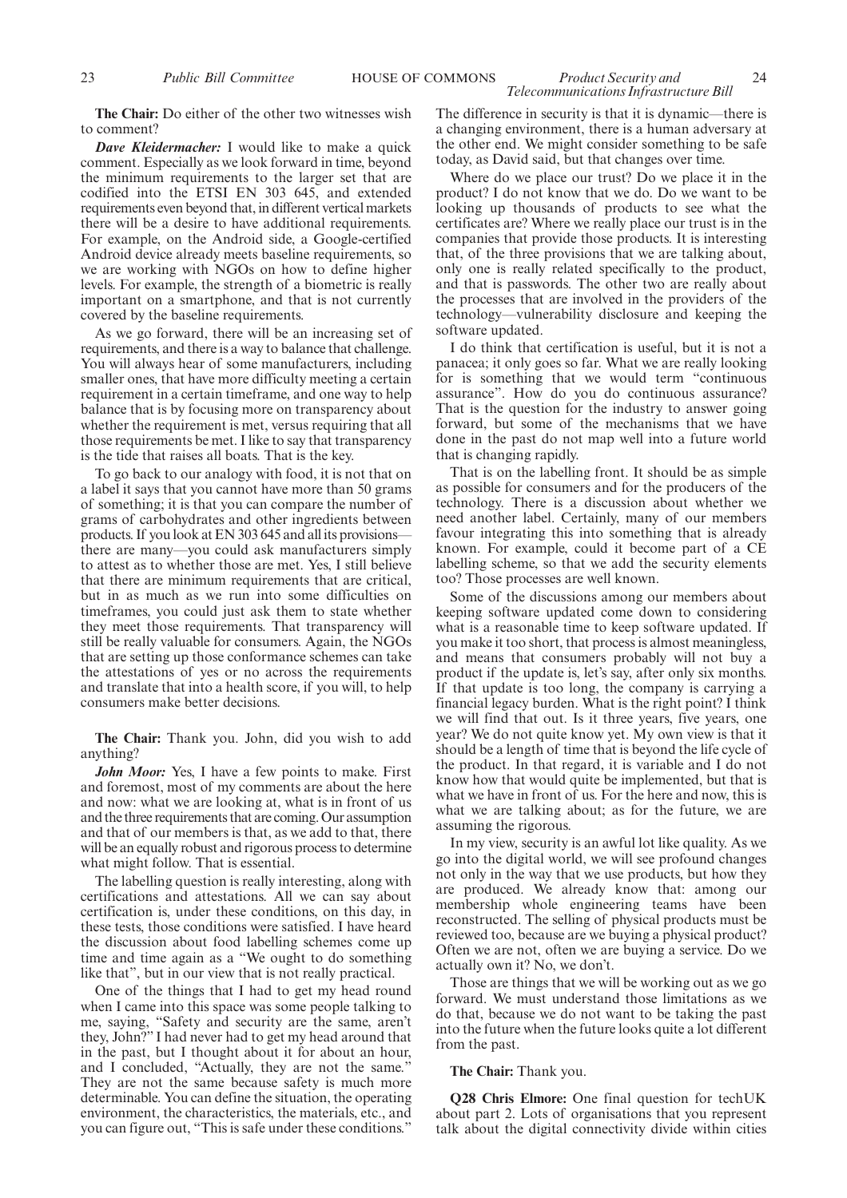**The Chair:** Do either of the other two witnesses wish to comment?

***Dave Kleidermacher:*** I would like to make a quick comment. Especially as we look forward in time, beyond the minimum requirements to the larger set that are codified into the ETSI EN 303 645, and extended requirements even beyond that, in different vertical markets there will be a desire to have additional requirements. For example, on the Android side, a Google-certified Android device already meets baseline requirements, so we are working with NGOs on how to define higher levels. For example, the strength of a biometric is really important on a smartphone, and that is not currently covered by the baseline requirements.

As we go forward, there will be an increasing set of requirements, and there is a way to balance that challenge. You will always hear of some manufacturers, including smaller ones, that have more difficulty meeting a certain requirement in a certain timeframe, and one way to help balance that is by focusing more on transparency about whether the requirement is met, versus requiring that all those requirements be met. I like to say that transparency is the tide that raises all boats. That is the key.

To go back to our analogy with food, it is not that on a label it says that you cannot have more than 50 grams of something; it is that you can compare the number of grams of carbohydrates and other ingredients between products. If you look at EN 303 645 and all its provisions—there are many—you could ask manufacturers simply to attest as to whether those are met. Yes, I still believe that there are minimum requirements that are critical, but in as much as we run into some difficulties on timeframes, you could just ask them to state whether they meet those requirements. That transparency will still be really valuable for consumers. Again, the NGOs that are setting up those conformance schemes can take the attestations of yes or no across the requirements and translate that into a health score, if you will, to help consumers make better decisions.

**The Chair:** Thank you. John, did you wish to add anything?

***John Moor:*** Yes, I have a few points to make. First and foremost, most of my comments are about the here and now: what we are looking at, what is in front of us and the three requirements that are coming. Our assumption and that of our members is that, as we add to that, there will be an equally robust and rigorous process to determine what might follow. That is essential.

The labelling question is really interesting, along with certifications and attestations. All we can say about certification is, under these conditions, on this day, in these tests, those conditions were satisfied. I have heard the discussion about food labelling schemes come up time and time again as a "We ought to do something like that", but in our view that is not really practical.

One of the things that I had to get my head round when I came into this space was some people talking to me, saying, "Safety and security are the same, aren't they, John?" I had never had to get my head around that in the past, but I thought about it for about an hour, and I concluded, "Actually, they are not the same." They are not the same because safety is much more determinable. You can define the situation, the operating environment, the characteristics, the materials, etc., and you can figure out, "This is safe under these conditions." The difference in security is that it is dynamic—there is a changing environment, there is a human adversary at the other end. We might consider something to be safe today, as David said, but that changes over time.

Where do we place our trust? Do we place it in the product? I do not know that we do. Do we want to be looking up thousands of products to see what the certificates are? Where we really place our trust is in the companies that provide those products. It is interesting that, of the three provisions that we are talking about, only one is really related specifically to the product, and that is passwords. The other two are really about the processes that are involved in the providers of the technology—vulnerability disclosure and keeping the software updated.

I do think that certification is useful, but it is not a panacea; it only goes so far. What we are really looking for is something that we would term "continuous assurance". How do you do continuous assurance? That is the question for the industry to answer going forward, but some of the mechanisms that we have done in the past do not map well into a future world that is changing rapidly.

That is on the labelling front. It should be as simple as possible for consumers and for the producers of the technology. There is a discussion about whether we need another label. Certainly, many of our members favour integrating this into something that is already known. For example, could it become part of a CE labelling scheme, so that we add the security elements too? Those processes are well known.

Some of the discussions among our members about keeping software updated come down to considering what is a reasonable time to keep software updated. If you make it too short, that process is almost meaningless, and means that consumers probably will not buy a product if the update is, let's say, after only six months. If that update is too long, the company is carrying a financial legacy burden. What is the right point? I think we will find that out. Is it three years, five years, one year? We do not quite know yet. My own view is that it should be a length of time that is beyond the life cycle of the product. In that regard, it is variable and I do not know how that would quite be implemented, but that is what we have in front of us. For the here and now, this is what we are talking about; as for the future, we are assuming the rigorous.

In my view, security is an awful lot like quality. As we go into the digital world, we will see profound changes not only in the way that we use products, but how they are produced. We already know that: among our membership whole engineering teams have been reconstructed. The selling of physical products must be reviewed too, because are we buying a physical product? Often we are not, often we are buying a service. Do we actually own it? No, we don't.

Those are things that we will be working out as we go forward. We must understand those limitations as we do that, because we do not want to be taking the past into the future when the future looks quite a lot different from the past.

**The Chair:** Thank you.

**Q28 Chris Elmore:** One final question for techUK about part 2. Lots of organisations that you represent talk about the digital connectivity divide within cities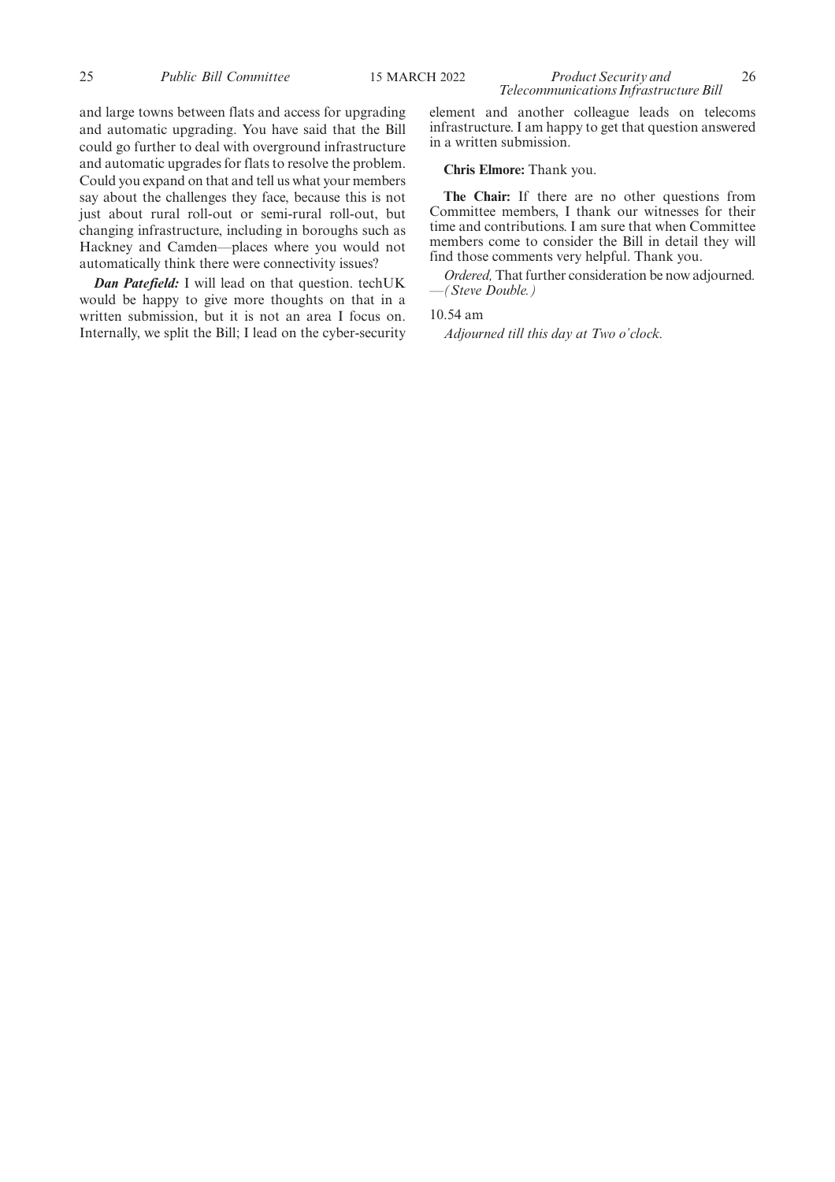and large towns between flats and access for upgrading and automatic upgrading. You have said that the Bill could go further to deal with overground infrastructure and automatic upgrades for flats to resolve the problem. Could you expand on that and tell us what your members say about the challenges they face, because this is not just about rural roll-out or semi-rural roll-out, but changing infrastructure, including in boroughs such as Hackney and Camden—places where you would not automatically think there were connectivity issues?

***Dan Patefield:*** I will lead on that question. techUK would be happy to give more thoughts on that in a written submission, but it is not an area I focus on. Internally, we split the Bill; I lead on the cyber-security element and another colleague leads on telecoms infrastructure. I am happy to get that question answered in a written submission.

**Chris Elmore:** Thank you.

**The Chair:** If there are no other questions from Committee members, I thank our witnesses for their time and contributions. I am sure that when Committee members come to consider the Bill in detail they will find those comments very helpful. Thank you.

*Ordered,* That further consideration be now adjourned. —*(Steve Double.)*

10.54 am

*Adjourned till this day at Two o'clock.*